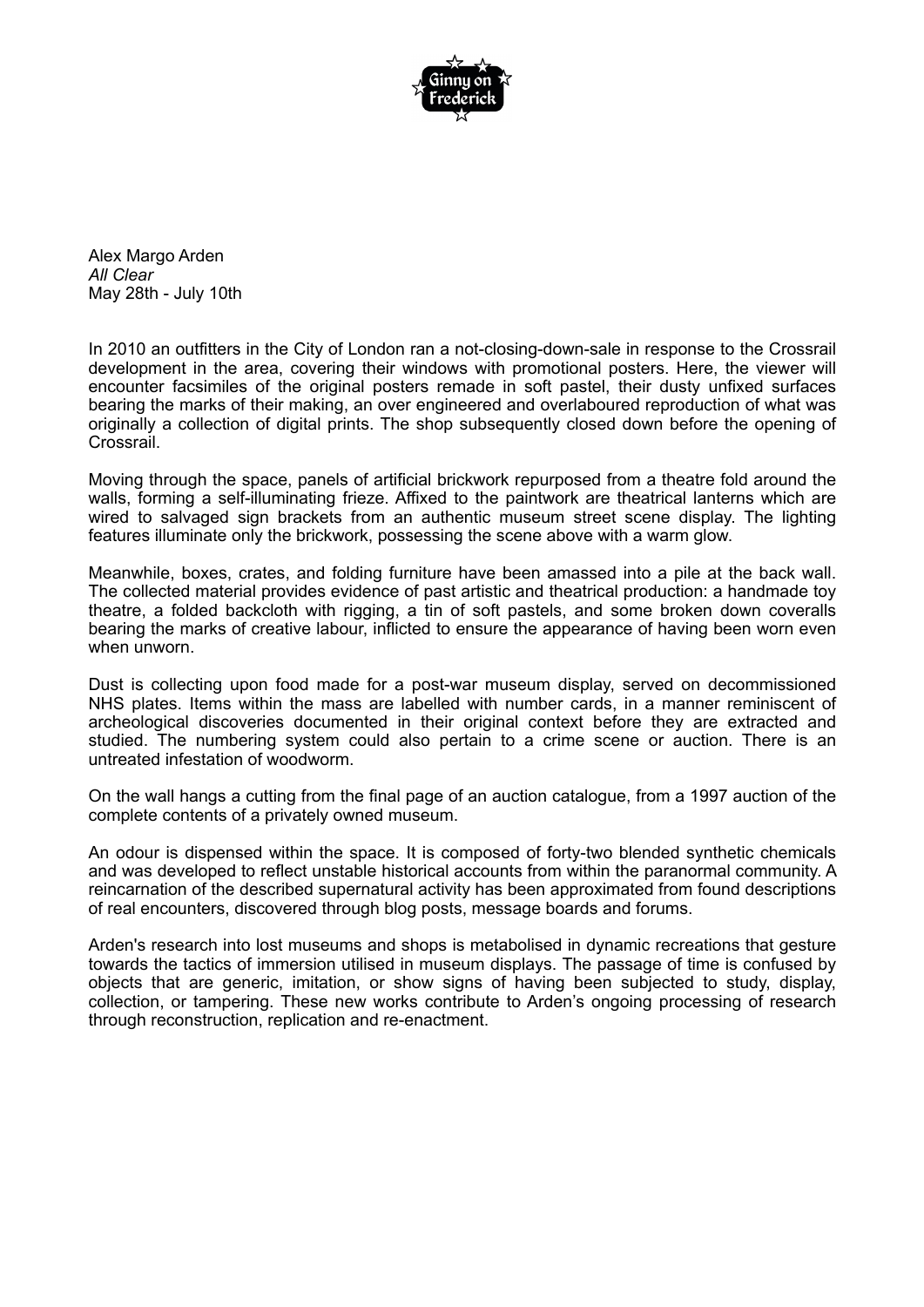Ginny on Frederick

Alex Margo Arden  
*All Clear*  
May 28th - July 10th

In 2010 an outfitters in the City of London ran a not-closing-down-sale in response to the Crossrail development in the area, covering their windows with promotional posters. Here, the viewer will encounter facsimiles of the original posters remade in soft pastel, their dusty unfixed surfaces bearing the marks of their making, an over engineered and overlaboured reproduction of what was originally a collection of digital prints. The shop subsequently closed down before the opening of Crossrail.

Moving through the space, panels of artificial brickwork repurposed from a theatre fold around the walls, forming a self-illuminating frieze. Affixed to the paintwork are theatrical lanterns which are wired to salvaged sign brackets from an authentic museum street scene display. The lighting features illuminate only the brickwork, possessing the scene above with a warm glow.

Meanwhile, boxes, crates, and folding furniture have been amassed into a pile at the back wall. The collected material provides evidence of past artistic and theatrical production: a handmade toy theatre, a folded backcloth with rigging, a tin of soft pastels, and some broken down coveralls bearing the marks of creative labour, inflicted to ensure the appearance of having been worn even when unworn.

Dust is collecting upon food made for a post-war museum display, served on decommissioned NHS plates. Items within the mass are labelled with number cards, in a manner reminiscent of archeological discoveries documented in their original context before they are extracted and studied. The numbering system could also pertain to a crime scene or auction. There is an untreated infestation of woodworm.

On the wall hangs a cutting from the final page of an auction catalogue, from a 1997 auction of the complete contents of a privately owned museum.

An odour is dispensed within the space. It is composed of forty-two blended synthetic chemicals and was developed to reflect unstable historical accounts from within the paranormal community. A reincarnation of the described supernatural activity has been approximated from found descriptions of real encounters, discovered through blog posts, message boards and forums.

Arden's research into lost museums and shops is metabolised in dynamic recreations that gesture towards the tactics of immersion utilised in museum displays. The passage of time is confused by objects that are generic, imitation, or show signs of having been subjected to study, display, collection, or tampering. These new works contribute to Arden's ongoing processing of research through reconstruction, replication and re-enactment.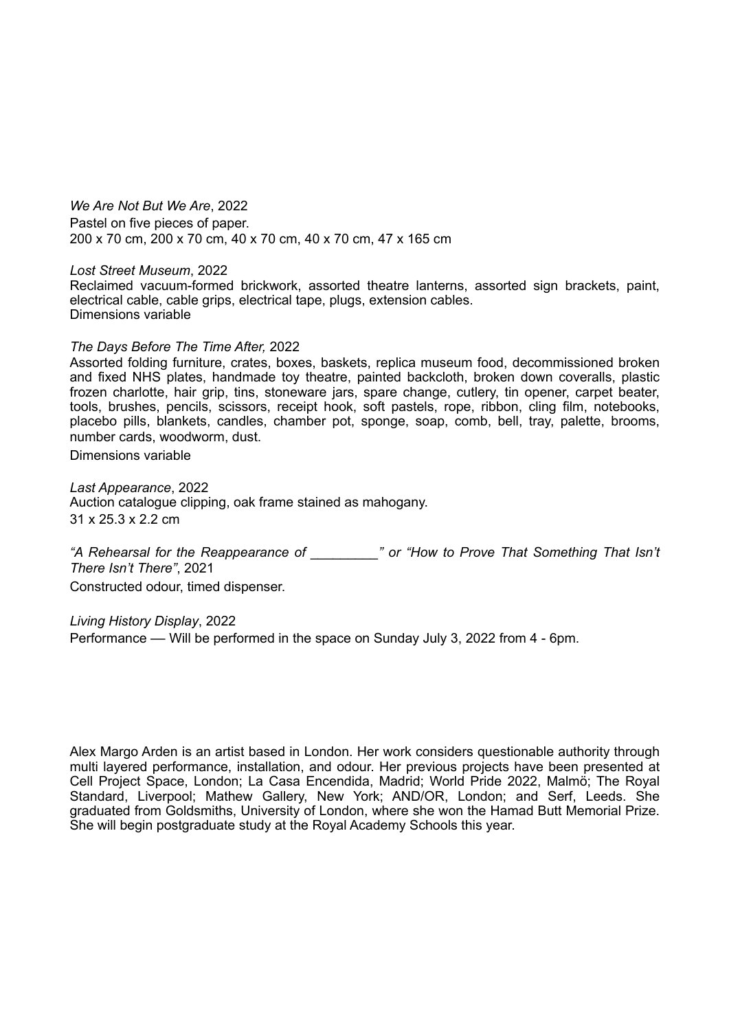*We Are Not But We Are*, 2022
Pastel on five pieces of paper.
200 x 70 cm, 200 x 70 cm, 40 x 70 cm, 40 x 70 cm, 47 x 165 cm

*Lost Street Museum*, 2022
Reclaimed vacuum-formed brickwork, assorted theatre lanterns, assorted sign brackets, paint, electrical cable, cable grips, electrical tape, plugs, extension cables.
Dimensions variable

*The Days Before The Time After,* 2022
Assorted folding furniture, crates, boxes, baskets, replica museum food, decommissioned broken and fixed NHS plates, handmade toy theatre, painted backcloth, broken down coveralls, plastic frozen charlotte, hair grip, tins, stoneware jars, spare change, cutlery, tin opener, carpet beater, tools, brushes, pencils, scissors, receipt hook, soft pastels, rope, ribbon, cling film, notebooks, placebo pills, blankets, candles, chamber pot, sponge, soap, comb, bell, tray, palette, brooms, number cards, woodworm, dust.
Dimensions variable

*Last Appearance*, 2022
Auction catalogue clipping, oak frame stained as mahogany.
31 x 25.3 x 2.2 cm

*"A Rehearsal for the Reappearance of _________" or "How to Prove That Something That Isn't There Isn't There"*, 2021
Constructed odour, timed dispenser.

*Living History Display*, 2022
Performance — Will be performed in the space on Sunday July 3, 2022 from 4 - 6pm.

Alex Margo Arden is an artist based in London. Her work considers questionable authority through multi layered performance, installation, and odour. Her previous projects have been presented at Cell Project Space, London; La Casa Encendida, Madrid; World Pride 2022, Malmö; The Royal Standard, Liverpool; Mathew Gallery, New York; AND/OR, London; and Serf, Leeds. She graduated from Goldsmiths, University of London, where she won the Hamad Butt Memorial Prize. She will begin postgraduate study at the Royal Academy Schools this year.